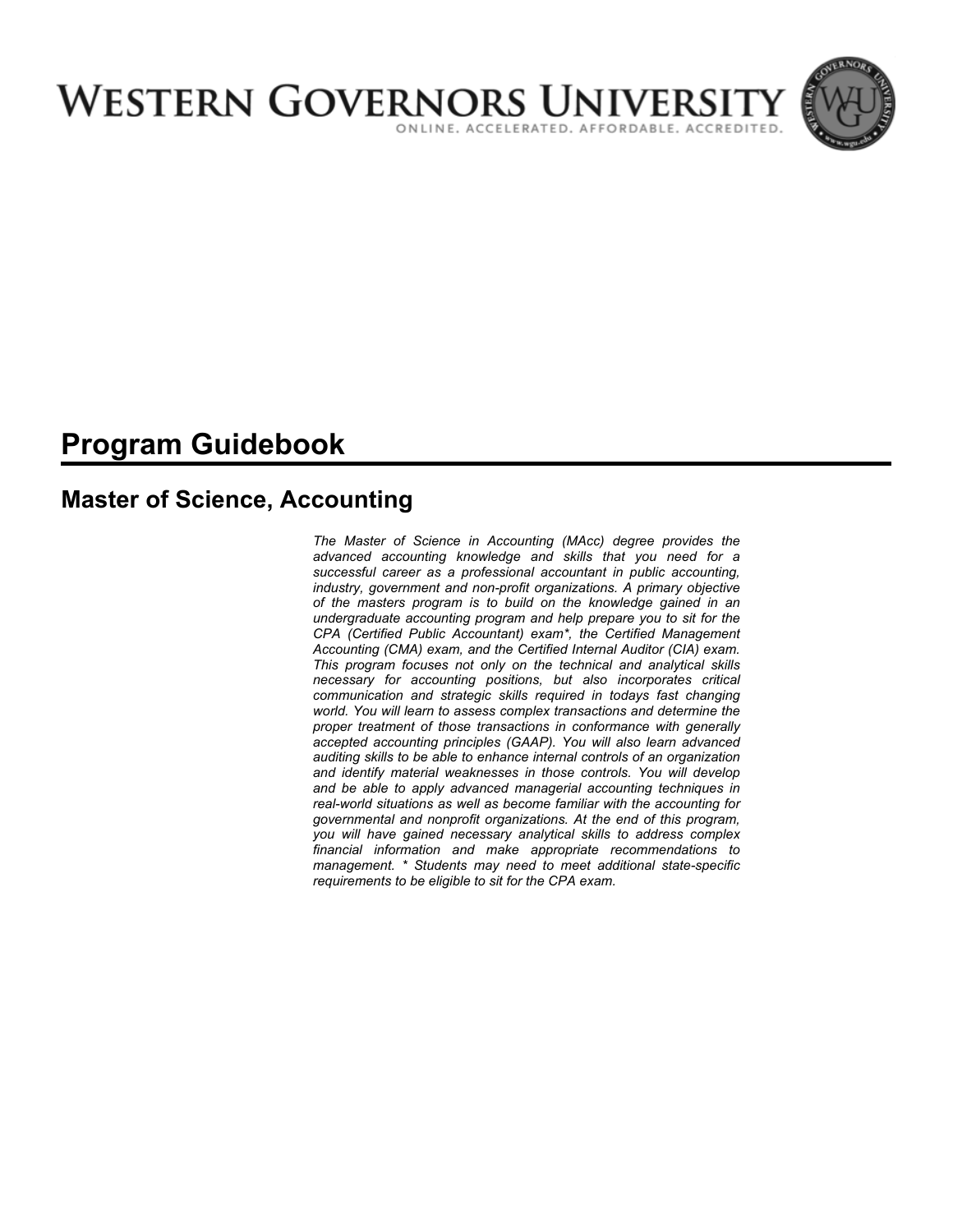# WESTERN GOVERNORS UNIVERSITY

ONLINE. ACCELERATED. AFFORDABLE. ACCREDITED.

# Program Guidebook

## Master of Science, Accounting

*The Master of Science in Accounting (MAcc) degree provides the advanced accounting knowledge and skills that you need for a successful career as a professional accountant in public accounting, industry, government and non-profit organizations. A primary objective of the masters program is to build on the knowledge gained in an undergraduate accounting program and help prepare you to sit for the CPA (Certified Public Accountant) exam*, the Certified Management Accounting (CMA) exam, and the Certified Internal Auditor (CIA) exam. This program focuses not only on the technical and analytical skills necessary for accounting positions, but also incorporates critical communication and strategic skills required in todays fast changing world. You will learn to assess complex transactions and determine the proper treatment of those transactions in conformance with generally accepted accounting principles (GAAP). You will also learn advanced auditing skills to be able to enhance internal controls of an organization and identify material weaknesses in those controls. You will develop and be able to apply advanced managerial accounting techniques in real-world situations as well as become familiar with the accounting for governmental and nonprofit organizations. At the end of this program, you will have gained necessary analytical skills to address complex financial information and make appropriate recommendations to management. * Students may need to meet additional state-specific requirements to be eligible to sit for the CPA exam.*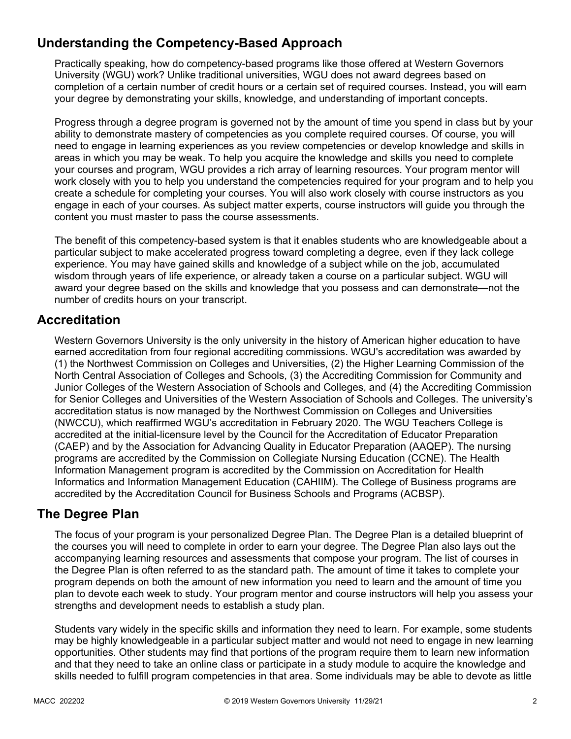## Understanding the Competency-Based Approach

Practically speaking, how do competency-based programs like those offered at Western Governors University (WGU) work? Unlike traditional universities, WGU does not award degrees based on completion of a certain number of credit hours or a certain set of required courses. Instead, you will earn your degree by demonstrating your skills, knowledge, and understanding of important concepts.

Progress through a degree program is governed not by the amount of time you spend in class but by your ability to demonstrate mastery of competencies as you complete required courses. Of course, you will need to engage in learning experiences as you review competencies or develop knowledge and skills in areas in which you may be weak. To help you acquire the knowledge and skills you need to complete your courses and program, WGU provides a rich array of learning resources. Your program mentor will work closely with you to help you understand the competencies required for your program and to help you create a schedule for completing your courses. You will also work closely with course instructors as you engage in each of your courses. As subject matter experts, course instructors will guide you through the content you must master to pass the course assessments.

The benefit of this competency-based system is that it enables students who are knowledgeable about a particular subject to make accelerated progress toward completing a degree, even if they lack college experience. You may have gained skills and knowledge of a subject while on the job, accumulated wisdom through years of life experience, or already taken a course on a particular subject. WGU will award your degree based on the skills and knowledge that you possess and can demonstrate—not the number of credits hours on your transcript.

## Accreditation

Western Governors University is the only university in the history of American higher education to have earned accreditation from four regional accrediting commissions. WGU's accreditation was awarded by (1) the Northwest Commission on Colleges and Universities, (2) the Higher Learning Commission of the North Central Association of Colleges and Schools, (3) the Accrediting Commission for Community and Junior Colleges of the Western Association of Schools and Colleges, and (4) the Accrediting Commission for Senior Colleges and Universities of the Western Association of Schools and Colleges. The university's accreditation status is now managed by the Northwest Commission on Colleges and Universities (NWCCU), which reaffirmed WGU's accreditation in February 2020. The WGU Teachers College is accredited at the initial-licensure level by the Council for the Accreditation of Educator Preparation (CAEP) and by the Association for Advancing Quality in Educator Preparation (AAQEP). The nursing programs are accredited by the Commission on Collegiate Nursing Education (CCNE). The Health Information Management program is accredited by the Commission on Accreditation for Health Informatics and Information Management Education (CAHIIM). The College of Business programs are accredited by the Accreditation Council for Business Schools and Programs (ACBSP).

## The Degree Plan

The focus of your program is your personalized Degree Plan. The Degree Plan is a detailed blueprint of the courses you will need to complete in order to earn your degree. The Degree Plan also lays out the accompanying learning resources and assessments that compose your program. The list of courses in the Degree Plan is often referred to as the standard path. The amount of time it takes to complete your program depends on both the amount of new information you need to learn and the amount of time you plan to devote each week to study. Your program mentor and course instructors will help you assess your strengths and development needs to establish a study plan.

Students vary widely in the specific skills and information they need to learn. For example, some students may be highly knowledgeable in a particular subject matter and would not need to engage in new learning opportunities. Other students may find that portions of the program require them to learn new information and that they need to take an online class or participate in a study module to acquire the knowledge and skills needed to fulfill program competencies in that area. Some individuals may be able to devote as little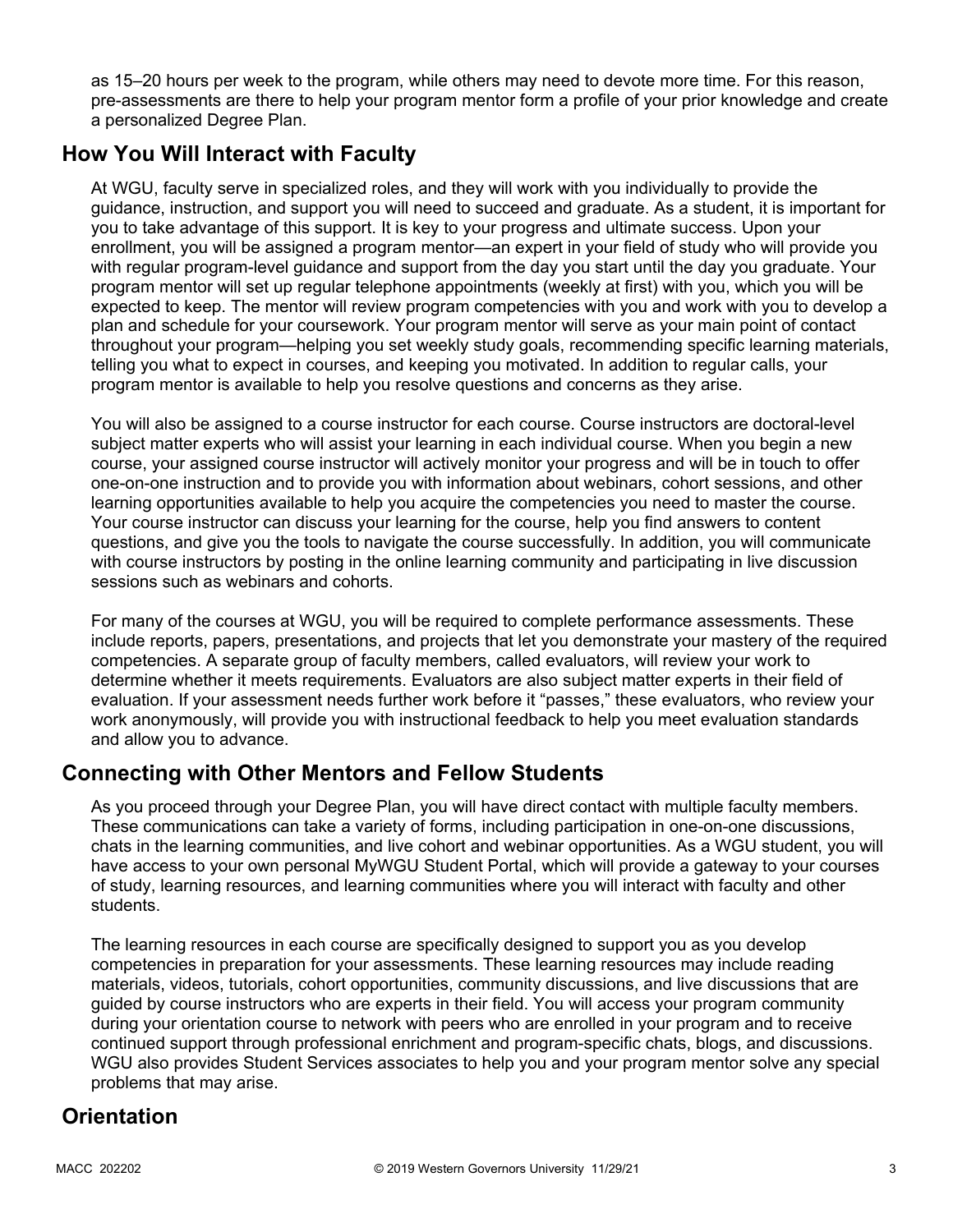as 15–20 hours per week to the program, while others may need to devote more time. For this reason, pre-assessments are there to help your program mentor form a profile of your prior knowledge and create a personalized Degree Plan.

## How You Will Interact with Faculty

At WGU, faculty serve in specialized roles, and they will work with you individually to provide the guidance, instruction, and support you will need to succeed and graduate. As a student, it is important for you to take advantage of this support. It is key to your progress and ultimate success. Upon your enrollment, you will be assigned a program mentor—an expert in your field of study who will provide you with regular program-level guidance and support from the day you start until the day you graduate. Your program mentor will set up regular telephone appointments (weekly at first) with you, which you will be expected to keep. The mentor will review program competencies with you and work with you to develop a plan and schedule for your coursework. Your program mentor will serve as your main point of contact throughout your program—helping you set weekly study goals, recommending specific learning materials, telling you what to expect in courses, and keeping you motivated. In addition to regular calls, your program mentor is available to help you resolve questions and concerns as they arise.

You will also be assigned to a course instructor for each course. Course instructors are doctoral-level subject matter experts who will assist your learning in each individual course. When you begin a new course, your assigned course instructor will actively monitor your progress and will be in touch to offer one-on-one instruction and to provide you with information about webinars, cohort sessions, and other learning opportunities available to help you acquire the competencies you need to master the course. Your course instructor can discuss your learning for the course, help you find answers to content questions, and give you the tools to navigate the course successfully. In addition, you will communicate with course instructors by posting in the online learning community and participating in live discussion sessions such as webinars and cohorts.

For many of the courses at WGU, you will be required to complete performance assessments. These include reports, papers, presentations, and projects that let you demonstrate your mastery of the required competencies. A separate group of faculty members, called evaluators, will review your work to determine whether it meets requirements. Evaluators are also subject matter experts in their field of evaluation. If your assessment needs further work before it "passes," these evaluators, who review your work anonymously, will provide you with instructional feedback to help you meet evaluation standards and allow you to advance.

## Connecting with Other Mentors and Fellow Students

As you proceed through your Degree Plan, you will have direct contact with multiple faculty members. These communications can take a variety of forms, including participation in one-on-one discussions, chats in the learning communities, and live cohort and webinar opportunities. As a WGU student, you will have access to your own personal MyWGU Student Portal, which will provide a gateway to your courses of study, learning resources, and learning communities where you will interact with faculty and other students.

The learning resources in each course are specifically designed to support you as you develop competencies in preparation for your assessments. These learning resources may include reading materials, videos, tutorials, cohort opportunities, community discussions, and live discussions that are guided by course instructors who are experts in their field. You will access your program community during your orientation course to network with peers who are enrolled in your program and to receive continued support through professional enrichment and program-specific chats, blogs, and discussions. WGU also provides Student Services associates to help you and your program mentor solve any special problems that may arise.

## Orientation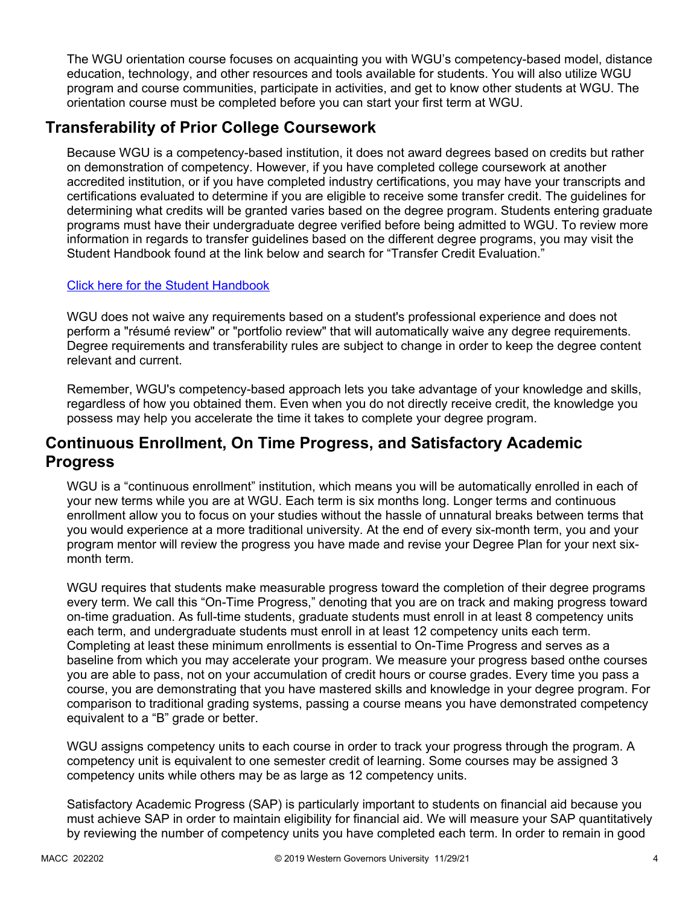The WGU orientation course focuses on acquainting you with WGU's competency-based model, distance education, technology, and other resources and tools available for students. You will also utilize WGU program and course communities, participate in activities, and get to know other students at WGU. The orientation course must be completed before you can start your first term at WGU.

## Transferability of Prior College Coursework

Because WGU is a competency-based institution, it does not award degrees based on credits but rather on demonstration of competency. However, if you have completed college coursework at another accredited institution, or if you have completed industry certifications, you may have your transcripts and certifications evaluated to determine if you are eligible to receive some transfer credit. The guidelines for determining what credits will be granted varies based on the degree program. Students entering graduate programs must have their undergraduate degree verified before being admitted to WGU. To review more information in regards to transfer guidelines based on the different degree programs, you may visit the Student Handbook found at the link below and search for "Transfer Credit Evaluation."

[Click here for the Student Handbook]

WGU does not waive any requirements based on a student's professional experience and does not perform a "résumé review" or "portfolio review" that will automatically waive any degree requirements. Degree requirements and transferability rules are subject to change in order to keep the degree content relevant and current.

Remember, WGU's competency-based approach lets you take advantage of your knowledge and skills, regardless of how you obtained them. Even when you do not directly receive credit, the knowledge you possess may help you accelerate the time it takes to complete your degree program.

## Continuous Enrollment, On Time Progress, and Satisfactory Academic Progress

WGU is a "continuous enrollment" institution, which means you will be automatically enrolled in each of your new terms while you are at WGU. Each term is six months long. Longer terms and continuous enrollment allow you to focus on your studies without the hassle of unnatural breaks between terms that you would experience at a more traditional university. At the end of every six-month term, you and your program mentor will review the progress you have made and revise your Degree Plan for your next six-month term.

WGU requires that students make measurable progress toward the completion of their degree programs every term. We call this "On-Time Progress," denoting that you are on track and making progress toward on-time graduation. As full-time students, graduate students must enroll in at least 8 competency units each term, and undergraduate students must enroll in at least 12 competency units each term. Completing at least these minimum enrollments is essential to On-Time Progress and serves as a baseline from which you may accelerate your program. We measure your progress based onthe courses you are able to pass, not on your accumulation of credit hours or course grades. Every time you pass a course, you are demonstrating that you have mastered skills and knowledge in your degree program. For comparison to traditional grading systems, passing a course means you have demonstrated competency equivalent to a "B" grade or better.

WGU assigns competency units to each course in order to track your progress through the program. A competency unit is equivalent to one semester credit of learning. Some courses may be assigned 3 competency units while others may be as large as 12 competency units.

Satisfactory Academic Progress (SAP) is particularly important to students on financial aid because you must achieve SAP in order to maintain eligibility for financial aid. We will measure your SAP quantitatively by reviewing the number of competency units you have completed each term. In order to remain in good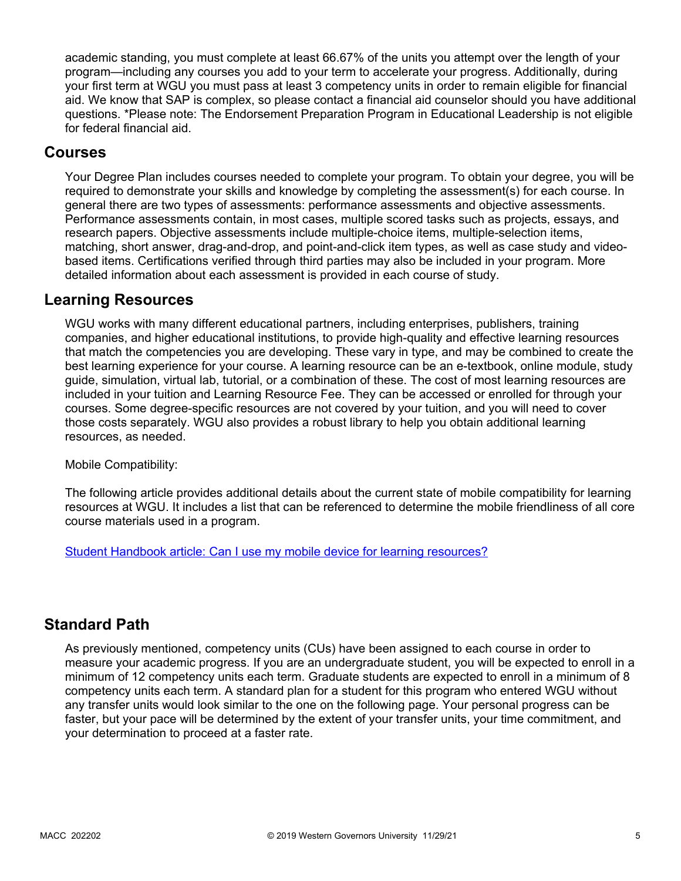academic standing, you must complete at least 66.67% of the units you attempt over the length of your program—including any courses you add to your term to accelerate your progress. Additionally, during your first term at WGU you must pass at least 3 competency units in order to remain eligible for financial aid. We know that SAP is complex, so please contact a financial aid counselor should you have additional questions. *Please note: The Endorsement Preparation Program in Educational Leadership is not eligible for federal financial aid.

## Courses

Your Degree Plan includes courses needed to complete your program. To obtain your degree, you will be required to demonstrate your skills and knowledge by completing the assessment(s) for each course. In general there are two types of assessments: performance assessments and objective assessments. Performance assessments contain, in most cases, multiple scored tasks such as projects, essays, and research papers. Objective assessments include multiple-choice items, multiple-selection items, matching, short answer, drag-and-drop, and point-and-click item types, as well as case study and video-based items. Certifications verified through third parties may also be included in your program. More detailed information about each assessment is provided in each course of study.

## Learning Resources

WGU works with many different educational partners, including enterprises, publishers, training companies, and higher educational institutions, to provide high-quality and effective learning resources that match the competencies you are developing. These vary in type, and may be combined to create the best learning experience for your course. A learning resource can be an e-textbook, online module, study guide, simulation, virtual lab, tutorial, or a combination of these. The cost of most learning resources are included in your tuition and Learning Resource Fee. They can be accessed or enrolled for through your courses. Some degree-specific resources are not covered by your tuition, and you will need to cover those costs separately. WGU also provides a robust library to help you obtain additional learning resources, as needed.

Mobile Compatibility:

The following article provides additional details about the current state of mobile compatibility for learning resources at WGU. It includes a list that can be referenced to determine the mobile friendliness of all core course materials used in a program.

Student Handbook article: Can I use my mobile device for learning resources?

## Standard Path

As previously mentioned, competency units (CUs) have been assigned to each course in order to measure your academic progress. If you are an undergraduate student, you will be expected to enroll in a minimum of 12 competency units each term. Graduate students are expected to enroll in a minimum of 8 competency units each term. A standard plan for a student for this program who entered WGU without any transfer units would look similar to the one on the following page. Your personal progress can be faster, but your pace will be determined by the extent of your transfer units, your time commitment, and your determination to proceed at a faster rate.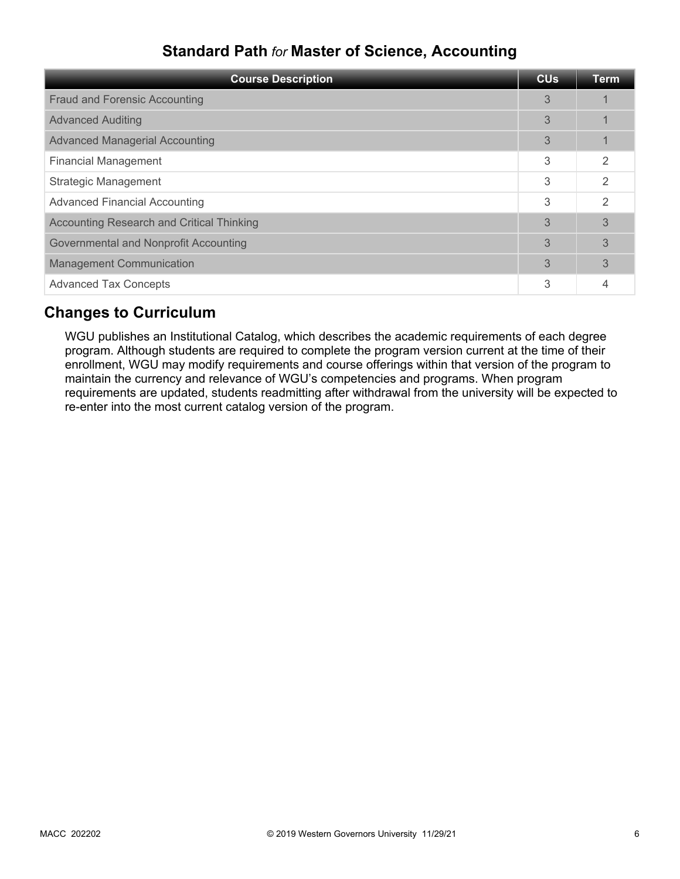## Standard Path *for* Master of Science, Accounting

| Course Description | CUs | Term |
| --- | --- | --- |
| Fraud and Forensic Accounting | 3 | 1 |
| Advanced Auditing | 3 | 1 |
| Advanced Managerial Accounting | 3 | 1 |
| Financial Management | 3 | 2 |
| Strategic Management | 3 | 2 |
| Advanced Financial Accounting | 3 | 2 |
| Accounting Research and Critical Thinking | 3 | 3 |
| Governmental and Nonprofit Accounting | 3 | 3 |
| Management Communication | 3 | 3 |
| Advanced Tax Concepts | 3 | 4 |

## Changes to Curriculum

WGU publishes an Institutional Catalog, which describes the academic requirements of each degree program. Although students are required to complete the program version current at the time of their enrollment, WGU may modify requirements and course offerings within that version of the program to maintain the currency and relevance of WGU's competencies and programs. When program requirements are updated, students readmitting after withdrawal from the university will be expected to re-enter into the most current catalog version of the program.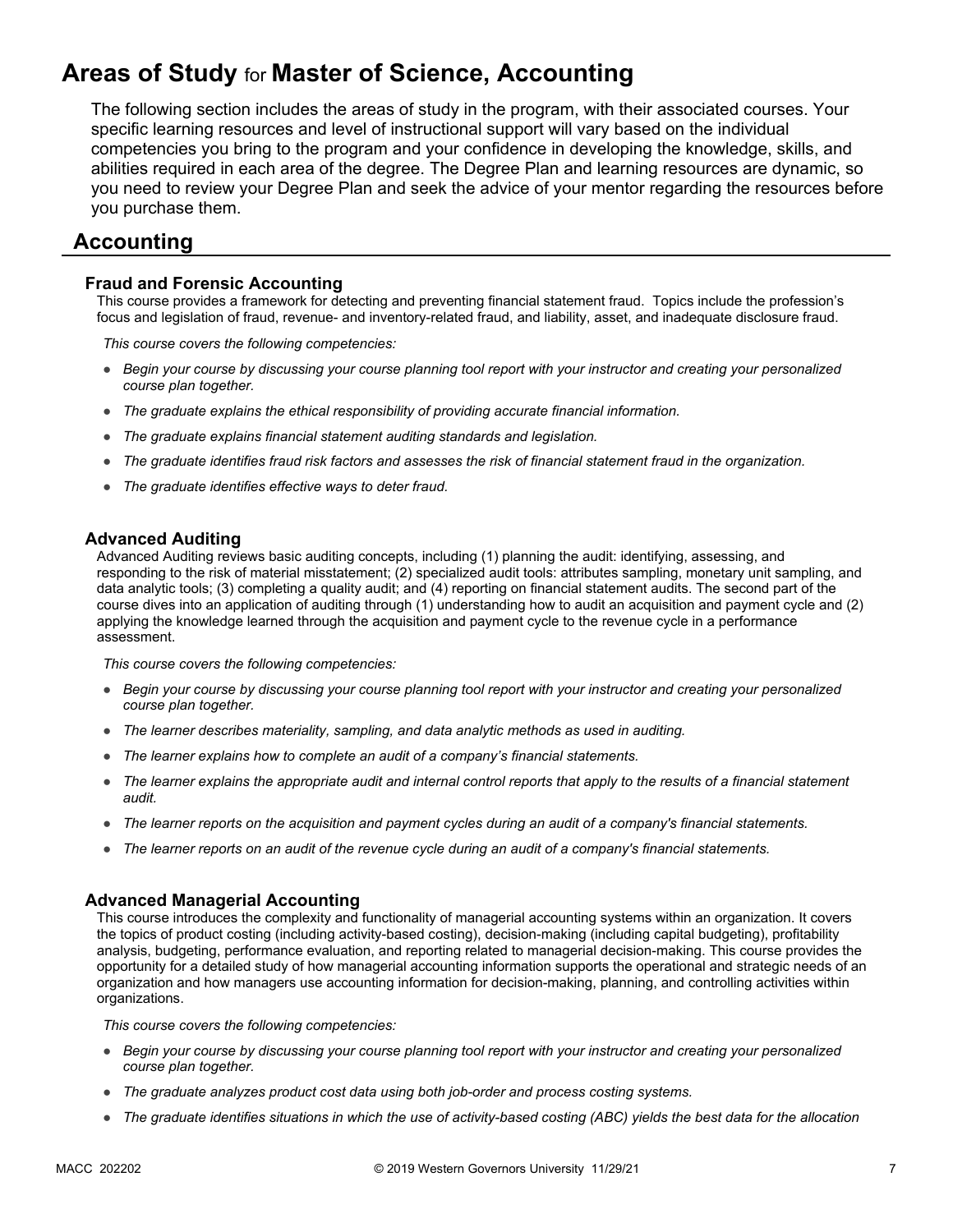# Areas of Study for Master of Science, Accounting

The following section includes the areas of study in the program, with their associated courses. Your specific learning resources and level of instructional support will vary based on the individual competencies you bring to the program and your confidence in developing the knowledge, skills, and abilities required in each area of the degree. The Degree Plan and learning resources are dynamic, so you need to review your Degree Plan and seek the advice of your mentor regarding the resources before you purchase them.

## Accounting

### Fraud and Forensic Accounting

This course provides a framework for detecting and preventing financial statement fraud. Topics include the profession's focus and legislation of fraud, revenue- and inventory-related fraud, and liability, asset, and inadequate disclosure fraud.

*This course covers the following competencies:*

- *Begin your course by discussing your course planning tool report with your instructor and creating your personalized course plan together.*
- *The graduate explains the ethical responsibility of providing accurate financial information.*
- *The graduate explains financial statement auditing standards and legislation.*
- *The graduate identifies fraud risk factors and assesses the risk of financial statement fraud in the organization.*
- *The graduate identifies effective ways to deter fraud.*

### Advanced Auditing

Advanced Auditing reviews basic auditing concepts, including (1) planning the audit: identifying, assessing, and responding to the risk of material misstatement; (2) specialized audit tools: attributes sampling, monetary unit sampling, and data analytic tools; (3) completing a quality audit; and (4) reporting on financial statement audits. The second part of the course dives into an application of auditing through (1) understanding how to audit an acquisition and payment cycle and (2) applying the knowledge learned through the acquisition and payment cycle to the revenue cycle in a performance assessment.

*This course covers the following competencies:*

- *Begin your course by discussing your course planning tool report with your instructor and creating your personalized course plan together.*
- *The learner describes materiality, sampling, and data analytic methods as used in auditing.*
- *The learner explains how to complete an audit of a company's financial statements.*
- *The learner explains the appropriate audit and internal control reports that apply to the results of a financial statement audit.*
- *The learner reports on the acquisition and payment cycles during an audit of a company's financial statements.*
- *The learner reports on an audit of the revenue cycle during an audit of a company's financial statements.*

### Advanced Managerial Accounting

This course introduces the complexity and functionality of managerial accounting systems within an organization. It covers the topics of product costing (including activity-based costing), decision-making (including capital budgeting), profitability analysis, budgeting, performance evaluation, and reporting related to managerial decision-making. This course provides the opportunity for a detailed study of how managerial accounting information supports the operational and strategic needs of an organization and how managers use accounting information for decision-making, planning, and controlling activities within organizations.

*This course covers the following competencies:*

- *Begin your course by discussing your course planning tool report with your instructor and creating your personalized course plan together.*
- *The graduate analyzes product cost data using both job-order and process costing systems.*
- *The graduate identifies situations in which the use of activity-based costing (ABC) yields the best data for the allocation*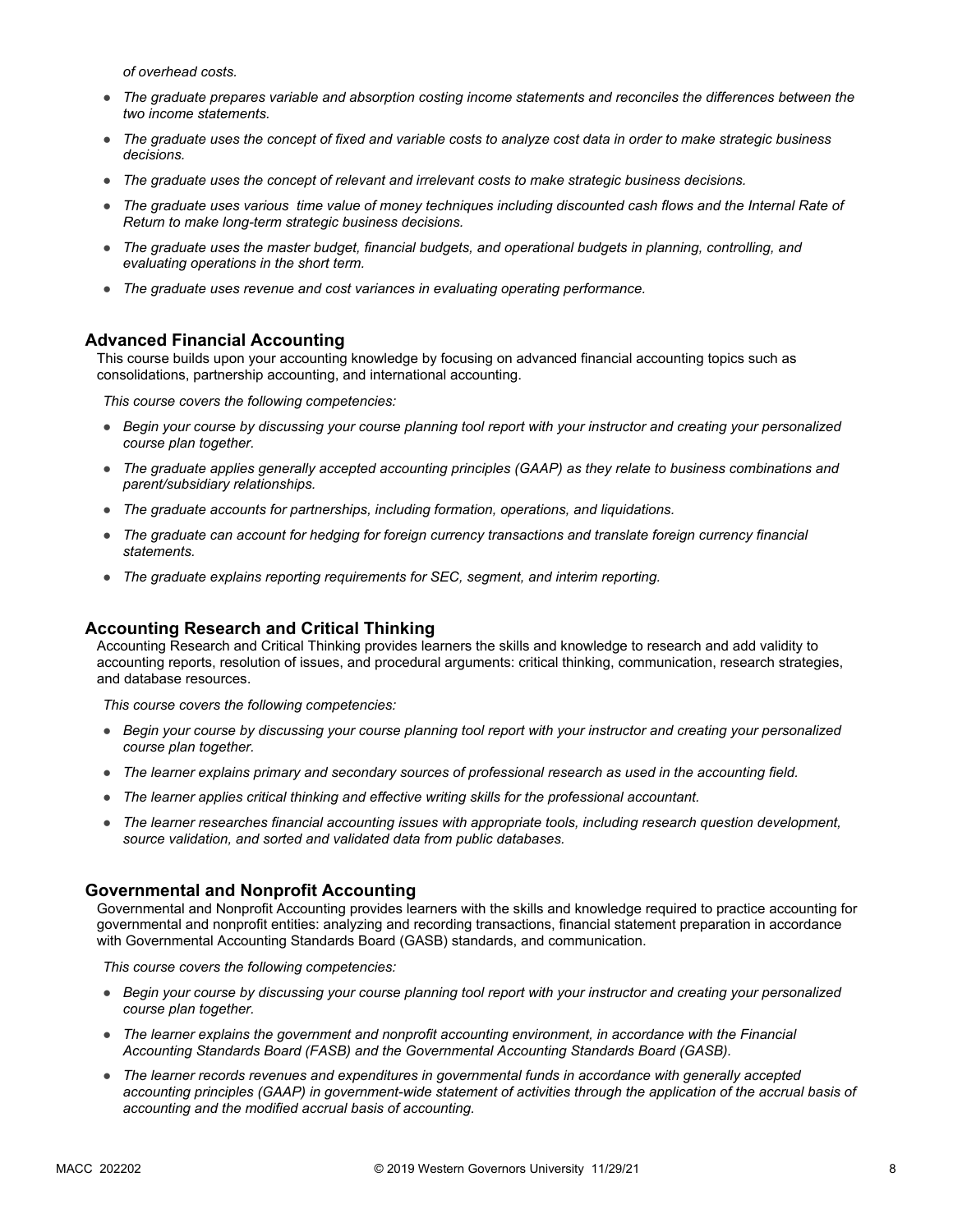*of overhead costs.*

- *The graduate prepares variable and absorption costing income statements and reconciles the differences between the two income statements.*
- *The graduate uses the concept of fixed and variable costs to analyze cost data in order to make strategic business decisions.*
- *The graduate uses the concept of relevant and irrelevant costs to make strategic business decisions.*
- *The graduate uses various time value of money techniques including discounted cash flows and the Internal Rate of Return to make long-term strategic business decisions.*
- *The graduate uses the master budget, financial budgets, and operational budgets in planning, controlling, and evaluating operations in the short term.*
- *The graduate uses revenue and cost variances in evaluating operating performance.*

### Advanced Financial Accounting

This course builds upon your accounting knowledge by focusing on advanced financial accounting topics such as consolidations, partnership accounting, and international accounting.

*This course covers the following competencies:*

- *Begin your course by discussing your course planning tool report with your instructor and creating your personalized course plan together.*
- *The graduate applies generally accepted accounting principles (GAAP) as they relate to business combinations and parent/subsidiary relationships.*
- *The graduate accounts for partnerships, including formation, operations, and liquidations.*
- *The graduate can account for hedging for foreign currency transactions and translate foreign currency financial statements.*
- *The graduate explains reporting requirements for SEC, segment, and interim reporting.*

### Accounting Research and Critical Thinking

Accounting Research and Critical Thinking provides learners the skills and knowledge to research and add validity to accounting reports, resolution of issues, and procedural arguments: critical thinking, communication, research strategies, and database resources.

*This course covers the following competencies:*

- *Begin your course by discussing your course planning tool report with your instructor and creating your personalized course plan together.*
- *The learner explains primary and secondary sources of professional research as used in the accounting field.*
- *The learner applies critical thinking and effective writing skills for the professional accountant.*
- *The learner researches financial accounting issues with appropriate tools, including research question development, source validation, and sorted and validated data from public databases.*

### Governmental and Nonprofit Accounting

Governmental and Nonprofit Accounting provides learners with the skills and knowledge required to practice accounting for governmental and nonprofit entities: analyzing and recording transactions, financial statement preparation in accordance with Governmental Accounting Standards Board (GASB) standards, and communication.

*This course covers the following competencies:*

- *Begin your course by discussing your course planning tool report with your instructor and creating your personalized course plan together.*
- *The learner explains the government and nonprofit accounting environment, in accordance with the Financial Accounting Standards Board (FASB) and the Governmental Accounting Standards Board (GASB).*
- *The learner records revenues and expenditures in governmental funds in accordance with generally accepted accounting principles (GAAP) in government-wide statement of activities through the application of the accrual basis of accounting and the modified accrual basis of accounting.*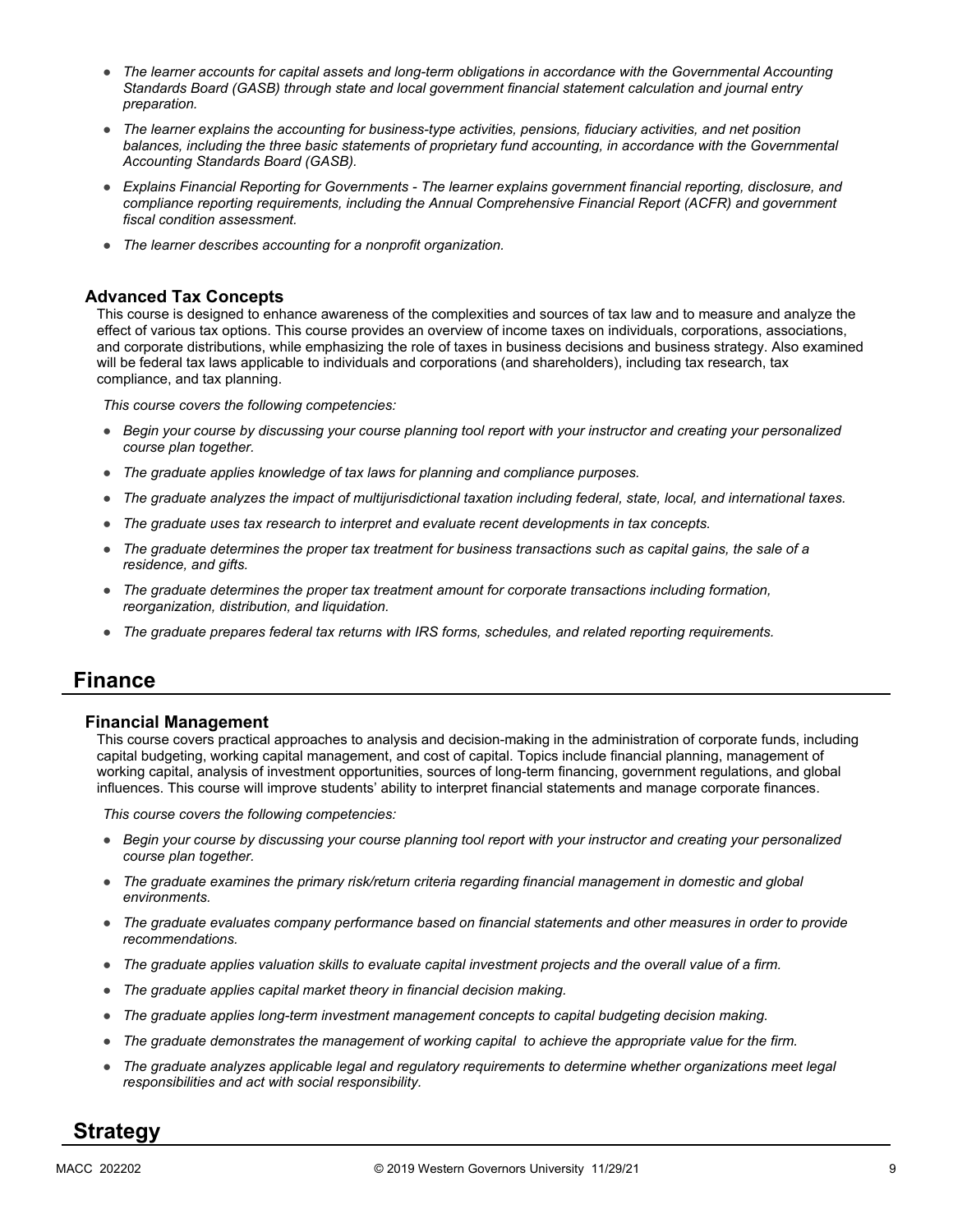- *The learner accounts for capital assets and long-term obligations in accordance with the Governmental Accounting Standards Board (GASB) through state and local government financial statement calculation and journal entry preparation.*
- *The learner explains the accounting for business-type activities, pensions, fiduciary activities, and net position balances, including the three basic statements of proprietary fund accounting, in accordance with the Governmental Accounting Standards Board (GASB).*
- *Explains Financial Reporting for Governments - The learner explains government financial reporting, disclosure, and compliance reporting requirements, including the Annual Comprehensive Financial Report (ACFR) and government fiscal condition assessment.*
- *The learner describes accounting for a nonprofit organization.*

### Advanced Tax Concepts

This course is designed to enhance awareness of the complexities and sources of tax law and to measure and analyze the effect of various tax options. This course provides an overview of income taxes on individuals, corporations, associations, and corporate distributions, while emphasizing the role of taxes in business decisions and business strategy. Also examined will be federal tax laws applicable to individuals and corporations (and shareholders), including tax research, tax compliance, and tax planning.

*This course covers the following competencies:*

- *Begin your course by discussing your course planning tool report with your instructor and creating your personalized course plan together.*
- *The graduate applies knowledge of tax laws for planning and compliance purposes.*
- *The graduate analyzes the impact of multijurisdictional taxation including federal, state, local, and international taxes.*
- *The graduate uses tax research to interpret and evaluate recent developments in tax concepts.*
- *The graduate determines the proper tax treatment for business transactions such as capital gains, the sale of a residence, and gifts.*
- *The graduate determines the proper tax treatment amount for corporate transactions including formation, reorganization, distribution, and liquidation.*
- *The graduate prepares federal tax returns with IRS forms, schedules, and related reporting requirements.*

## Finance

### Financial Management

This course covers practical approaches to analysis and decision-making in the administration of corporate funds, including capital budgeting, working capital management, and cost of capital. Topics include financial planning, management of working capital, analysis of investment opportunities, sources of long-term financing, government regulations, and global influences. This course will improve students' ability to interpret financial statements and manage corporate finances.

*This course covers the following competencies:*

- *Begin your course by discussing your course planning tool report with your instructor and creating your personalized course plan together.*
- *The graduate examines the primary risk/return criteria regarding financial management in domestic and global environments.*
- *The graduate evaluates company performance based on financial statements and other measures in order to provide recommendations.*
- *The graduate applies valuation skills to evaluate capital investment projects and the overall value of a firm.*
- *The graduate applies capital market theory in financial decision making.*
- *The graduate applies long-term investment management concepts to capital budgeting decision making.*
- *The graduate demonstrates the management of working capital to achieve the appropriate value for the firm.*
- *The graduate analyzes applicable legal and regulatory requirements to determine whether organizations meet legal responsibilities and act with social responsibility.*

## Strategy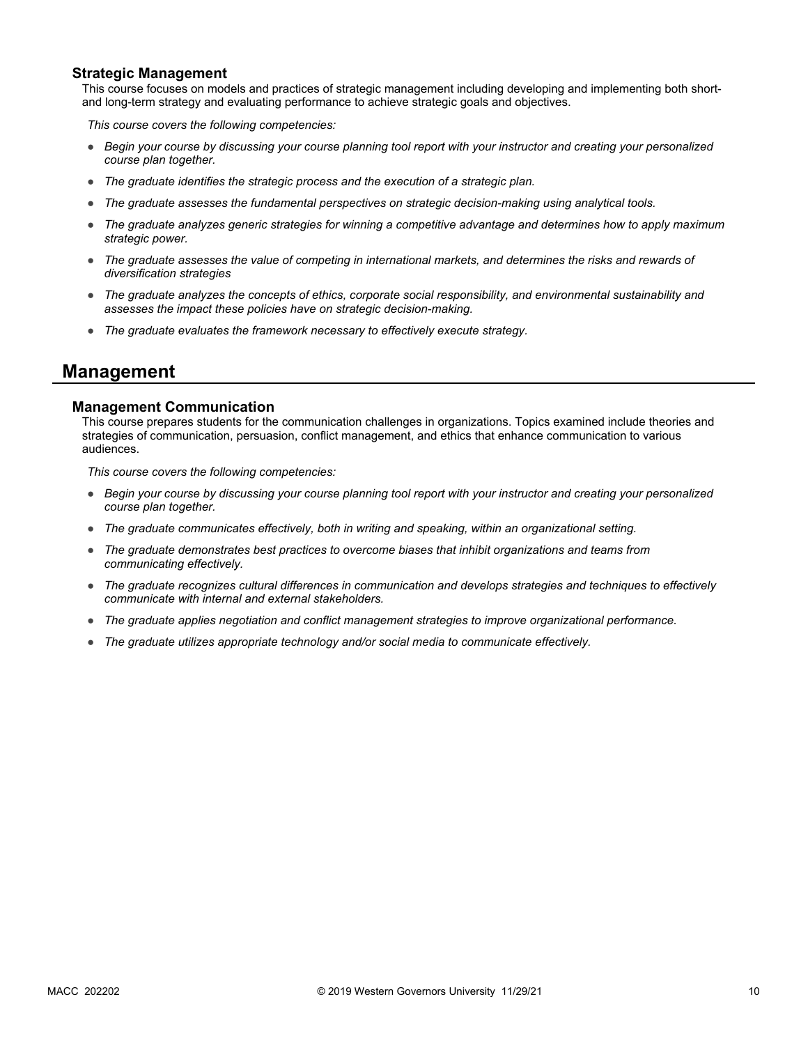### Strategic Management

This course focuses on models and practices of strategic management including developing and implementing both short- and long-term strategy and evaluating performance to achieve strategic goals and objectives.

*This course covers the following competencies:*

- *Begin your course by discussing your course planning tool report with your instructor and creating your personalized course plan together.*
- *The graduate identifies the strategic process and the execution of a strategic plan.*
- *The graduate assesses the fundamental perspectives on strategic decision-making using analytical tools.*
- *The graduate analyzes generic strategies for winning a competitive advantage and determines how to apply maximum strategic power.*
- *The graduate assesses the value of competing in international markets, and determines the risks and rewards of diversification strategies*
- *The graduate analyzes the concepts of ethics, corporate social responsibility, and environmental sustainability and assesses the impact these policies have on strategic decision-making.*
- *The graduate evaluates the framework necessary to effectively execute strategy.*

## Management

### Management Communication

This course prepares students for the communication challenges in organizations. Topics examined include theories and strategies of communication, persuasion, conflict management, and ethics that enhance communication to various audiences.

*This course covers the following competencies:*

- *Begin your course by discussing your course planning tool report with your instructor and creating your personalized course plan together.*
- *The graduate communicates effectively, both in writing and speaking, within an organizational setting.*
- *The graduate demonstrates best practices to overcome biases that inhibit organizations and teams from communicating effectively.*
- *The graduate recognizes cultural differences in communication and develops strategies and techniques to effectively communicate with internal and external stakeholders.*
- *The graduate applies negotiation and conflict management strategies to improve organizational performance.*
- *The graduate utilizes appropriate technology and/or social media to communicate effectively.*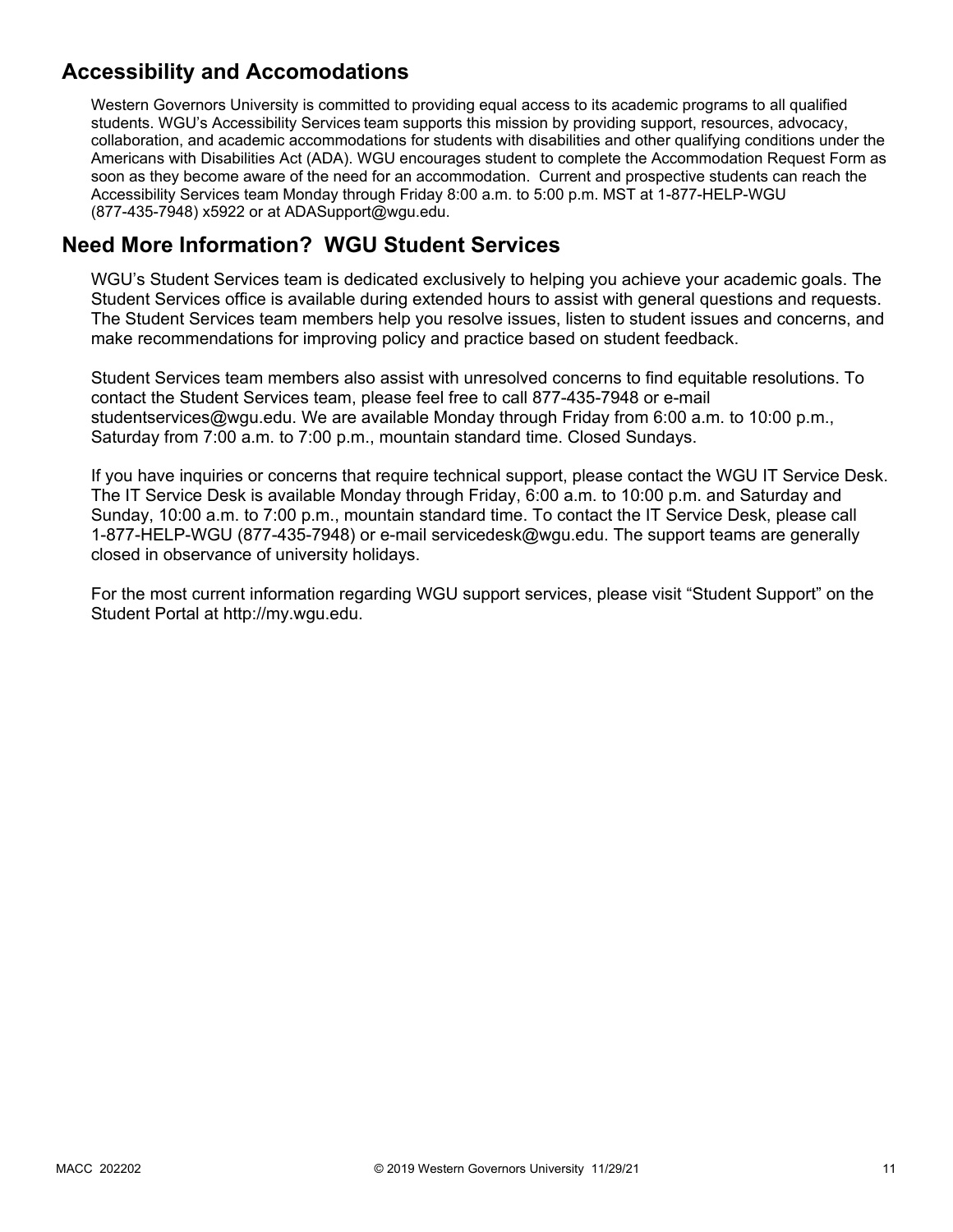## Accessibility and Accomodations

Western Governors University is committed to providing equal access to its academic programs to all qualified students. WGU's Accessibility Services team supports this mission by providing support, resources, advocacy, collaboration, and academic accommodations for students with disabilities and other qualifying conditions under the Americans with Disabilities Act (ADA). WGU encourages student to complete the Accommodation Request Form as soon as they become aware of the need for an accommodation. Current and prospective students can reach the Accessibility Services team Monday through Friday 8:00 a.m. to 5:00 p.m. MST at 1-877-HELP-WGU (877-435-7948) x5922 or at ADASupport@wgu.edu.

## Need More Information? WGU Student Services

WGU's Student Services team is dedicated exclusively to helping you achieve your academic goals. The Student Services office is available during extended hours to assist with general questions and requests. The Student Services team members help you resolve issues, listen to student issues and concerns, and make recommendations for improving policy and practice based on student feedback.

Student Services team members also assist with unresolved concerns to find equitable resolutions. To contact the Student Services team, please feel free to call 877-435-7948 or e-mail studentservices@wgu.edu. We are available Monday through Friday from 6:00 a.m. to 10:00 p.m., Saturday from 7:00 a.m. to 7:00 p.m., mountain standard time. Closed Sundays.

If you have inquiries or concerns that require technical support, please contact the WGU IT Service Desk. The IT Service Desk is available Monday through Friday, 6:00 a.m. to 10:00 p.m. and Saturday and Sunday, 10:00 a.m. to 7:00 p.m., mountain standard time. To contact the IT Service Desk, please call 1-877-HELP-WGU (877-435-7948) or e-mail servicedesk@wgu.edu. The support teams are generally closed in observance of university holidays.

For the most current information regarding WGU support services, please visit "Student Support" on the Student Portal at http://my.wgu.edu.